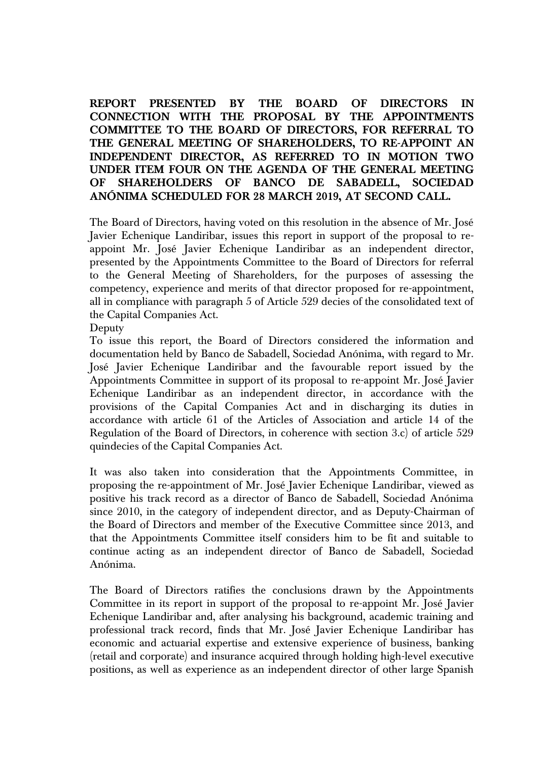**REPORT PRESENTED BY THE BOARD OF DIRECTORS IN CONNECTION WITH THE PROPOSAL BY THE APPOINTMENTS COMMITTEE TO THE BOARD OF DIRECTORS, FOR REFERRAL TO THE GENERAL MEETING OF SHAREHOLDERS, TO RE-APPOINT AN INDEPENDENT DIRECTOR, AS REFERRED TO IN MOTION TWO UNDER ITEM FOUR ON THE AGENDA OF THE GENERAL MEETING OF SHAREHOLDERS OF BANCO DE SABADELL, SOCIEDAD ANÓNIMA SCHEDULED FOR 28 MARCH 2019, AT SECOND CALL.**

The Board of Directors, having voted on this resolution in the absence of Mr. José Javier Echenique Landiribar, issues this report in support of the proposal to re-appoint Mr. José Javier Echenique Landiribar as an independent director, presented by the Appointments Committee to the Board of Directors for referral to the General Meeting of Shareholders, for the purposes of assessing the competency, experience and merits of that director proposed for re-appointment, all in compliance with paragraph 5 of Article 529 decies of the consolidated text of the Capital Companies Act.

Deputy

To issue this report, the Board of Directors considered the information and documentation held by Banco de Sabadell, Sociedad Anónima, with regard to Mr. José Javier Echenique Landiribar and the favourable report issued by the Appointments Committee in support of its proposal to re-appoint Mr. José Javier Echenique Landiribar as an independent director, in accordance with the provisions of the Capital Companies Act and in discharging its duties in accordance with article 61 of the Articles of Association and article 14 of the Regulation of the Board of Directors, in coherence with section 3.c) of article 529 quindecies of the Capital Companies Act.

It was also taken into consideration that the Appointments Committee, in proposing the re-appointment of Mr. José Javier Echenique Landiribar, viewed as positive his track record as a director of Banco de Sabadell, Sociedad Anónima since 2010, in the category of independent director, and as Deputy-Chairman of the Board of Directors and member of the Executive Committee since 2013, and that the Appointments Committee itself considers him to be fit and suitable to continue acting as an independent director of Banco de Sabadell, Sociedad Anónima.

The Board of Directors ratifies the conclusions drawn by the Appointments Committee in its report in support of the proposal to re-appoint Mr. José Javier Echenique Landiribar and, after analysing his background, academic training and professional track record, finds that Mr. José Javier Echenique Landiribar has economic and actuarial expertise and extensive experience of business, banking (retail and corporate) and insurance acquired through holding high-level executive positions, as well as experience as an independent director of other large Spanish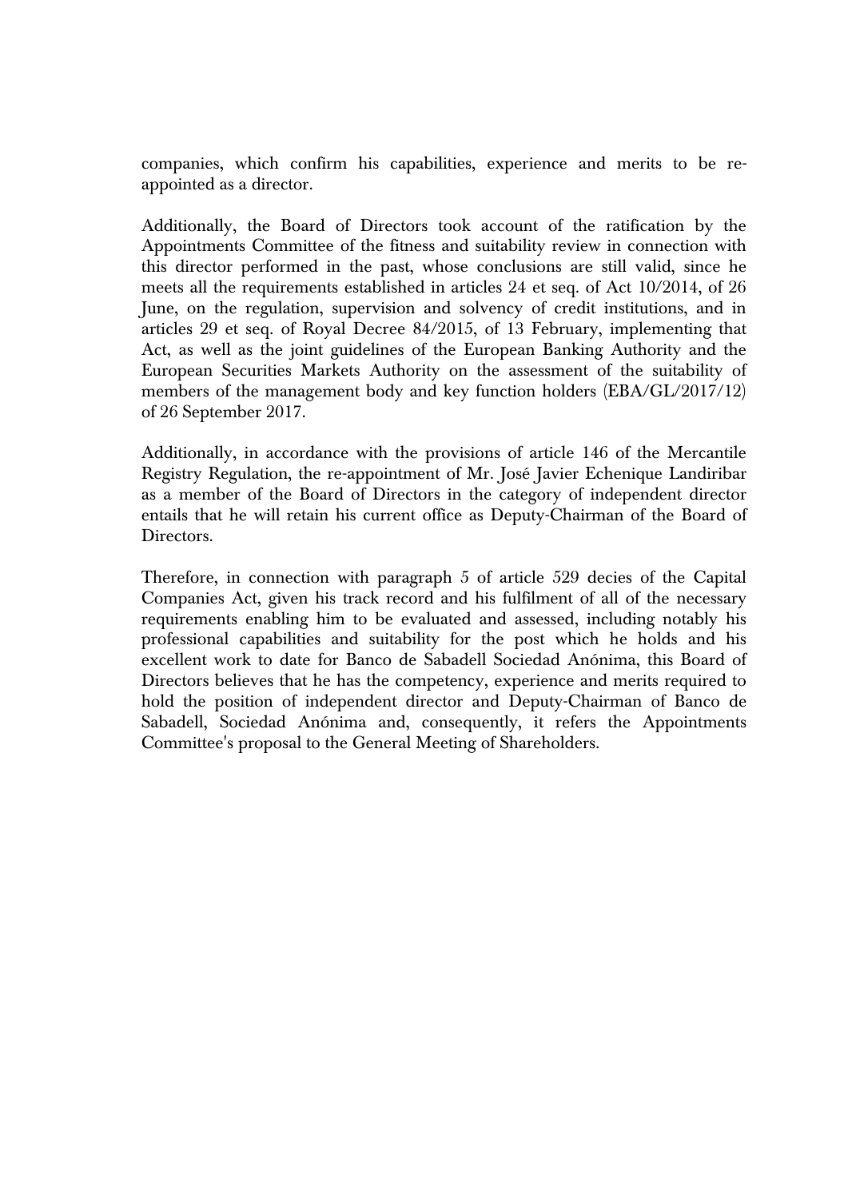companies, which confirm his capabilities, experience and merits to be re-appointed as a director.

Additionally, the Board of Directors took account of the ratification by the Appointments Committee of the fitness and suitability review in connection with this director performed in the past, whose conclusions are still valid, since he meets all the requirements established in articles 24 et seq. of Act 10/2014, of 26 June, on the regulation, supervision and solvency of credit institutions, and in articles 29 et seq. of Royal Decree 84/2015, of 13 February, implementing that Act, as well as the joint guidelines of the European Banking Authority and the European Securities Markets Authority on the assessment of the suitability of members of the management body and key function holders (EBA/GL/2017/12) of 26 September 2017.

Additionally, in accordance with the provisions of article 146 of the Mercantile Registry Regulation, the re-appointment of Mr. José Javier Echenique Landiribar as a member of the Board of Directors in the category of independent director entails that he will retain his current office as Deputy-Chairman of the Board of Directors.

Therefore, in connection with paragraph 5 of article 529 decies of the Capital Companies Act, given his track record and his fulfilment of all of the necessary requirements enabling him to be evaluated and assessed, including notably his professional capabilities and suitability for the post which he holds and his excellent work to date for Banco de Sabadell Sociedad Anónima, this Board of Directors believes that he has the competency, experience and merits required to hold the position of independent director and Deputy-Chairman of Banco de Sabadell, Sociedad Anónima and, consequently, it refers the Appointments Committee's proposal to the General Meeting of Shareholders.